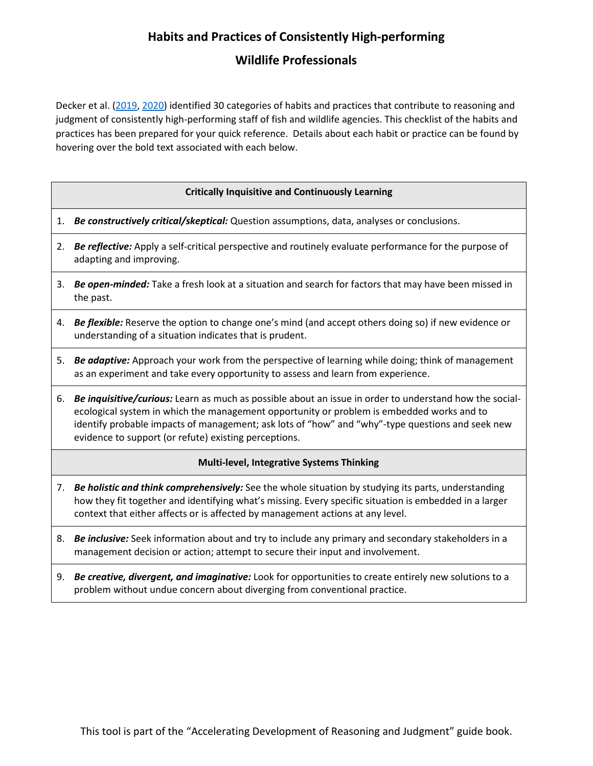# Habits and Practices of Consistently High-performing Wildlife Professionals

Decker et al. (2019, 2020) identified 30 categories of habits and practices that contribute to reasoning and judgment of consistently high-performing staff of fish and wildlife agencies. This checklist of the habits and practices has been prepared for your quick reference. Details about each habit or practice can be found by hovering over the bold text associated with each below.

| **Critically Inquisitive and Continuously Learning** |
|---|
| 1. ***Be constructively critical/skeptical:*** Question assumptions, data, analyses or conclusions. |
| 2. ***Be reflective:*** Apply a self-critical perspective and routinely evaluate performance for the purpose of adapting and improving. |
| 3. ***Be open-minded:*** Take a fresh look at a situation and search for factors that may have been missed in the past. |
| 4. ***Be flexible:*** Reserve the option to change one's mind (and accept others doing so) if new evidence or understanding of a situation indicates that is prudent. |
| 5. ***Be adaptive:*** Approach your work from the perspective of learning while doing; think of management as an experiment and take every opportunity to assess and learn from experience. |
| 6. ***Be inquisitive/curious:*** Learn as much as possible about an issue in order to understand how the social-ecological system in which the management opportunity or problem is embedded works and to identify probable impacts of management; ask lots of "how" and "why"-type questions and seek new evidence to support (or refute) existing perceptions. |
| **Multi-level, Integrative Systems Thinking** |
| 7. ***Be holistic and think comprehensively:*** See the whole situation by studying its parts, understanding how they fit together and identifying what's missing. Every specific situation is embedded in a larger context that either affects or is affected by management actions at any level. |
| 8. ***Be inclusive:*** Seek information about and try to include any primary and secondary stakeholders in a management decision or action; attempt to secure their input and involvement. |
| 9. ***Be creative, divergent, and imaginative:*** Look for opportunities to create entirely new solutions to a problem without undue concern about diverging from conventional practice. |

This tool is part of the "Accelerating Development of Reasoning and Judgment" guide book.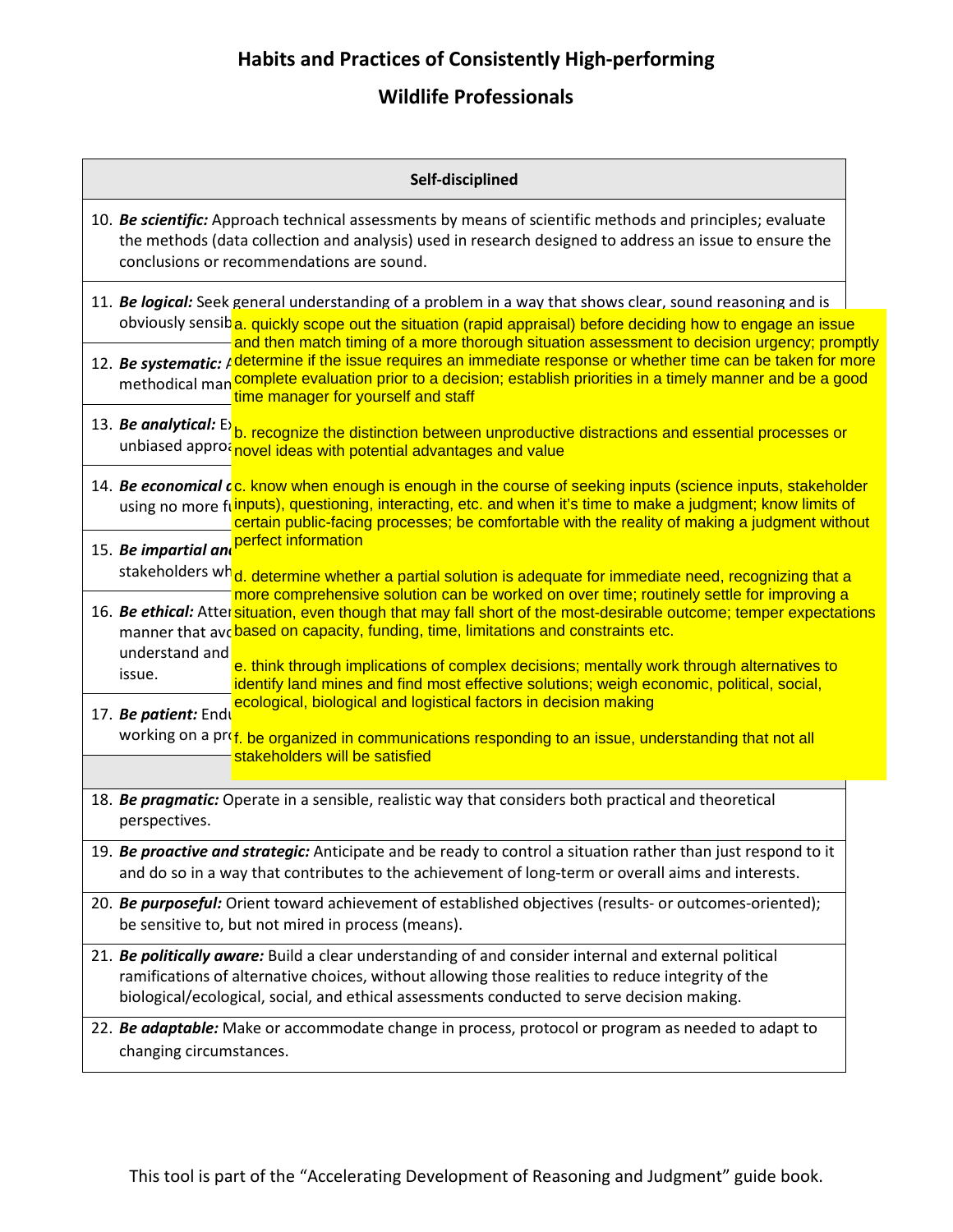# Habits and Practices of Consistently High-performing

# Wildlife Professionals

| Self-disciplined |
|---|
| 10. ***Be scientific:*** Approach technical assessments by means of scientific methods and principles; evaluate the methods (data collection and analysis) used in research designed to address an issue to ensure the conclusions or recommendations are sound. |
| 11. ***Be logical:*** Seek general understanding of a problem in a way that shows clear, sound reasoning and is obviously sensib |
| 12. ***Be systematic:*** A methodical man |
| 13. ***Be analytical:*** Ex unbiased appro |
| 14. ***Be economical*** using no more f |
| 15. ***Be impartial an*** stakeholders wh |
| 16. ***Be ethical:*** Atte manner that avo understand and issue. |
| 17. ***Be patient:*** End working on a pr |
| |
| 18. ***Be pragmatic:*** Operate in a sensible, realistic way that considers both practical and theoretical perspectives. |
| 19. ***Be proactive and strategic:*** Anticipate and be ready to control a situation rather than just respond to it and do so in a way that contributes to the achievement of long-term or overall aims and interests. |
| 20. ***Be purposeful:*** Orient toward achievement of established objectives (results- or outcomes-oriented); be sensitive to, but not mired in process (means). |
| 21. ***Be politically aware:*** Build a clear understanding of and consider internal and external political ramifications of alternative choices, without allowing those realities to reduce integrity of the biological/ecological, social, and ethical assessments conducted to serve decision making. |
| 22. ***Be adaptable:*** Make or accommodate change in process, protocol or program as needed to adapt to changing circumstances. |

a. quickly scope out the situation (rapid appraisal) before deciding how to engage an issue and then match timing of a more thorough situation assessment to decision urgency; promptly determine if the issue requires an immediate response or whether time can be taken for more complete evaluation prior to a decision; establish priorities in a timely manner and be a good time manager for yourself and staff

b. recognize the distinction between unproductive distractions and essential processes or novel ideas with potential advantages and value

c. know when enough is enough in the course of seeking inputs (science inputs, stakeholder inputs), questioning, interacting, etc. and when it's time to make a judgment; know limits of certain public-facing processes; be comfortable with the reality of making a judgment without perfect information

d. determine whether a partial solution is adequate for immediate need, recognizing that a more comprehensive solution can be worked on over time; routinely settle for improving a situation, even though that may fall short of the most-desirable outcome; temper expectations based on capacity, funding, time, limitations and constraints etc.

e. think through implications of complex decisions; mentally work through alternatives to identify land mines and find most effective solutions; weigh economic, political, social, ecological, biological and logistical factors in decision making

f. be organized in communications responding to an issue, understanding that not all stakeholders will be satisfied

This tool is part of the "Accelerating Development of Reasoning and Judgment" guide book.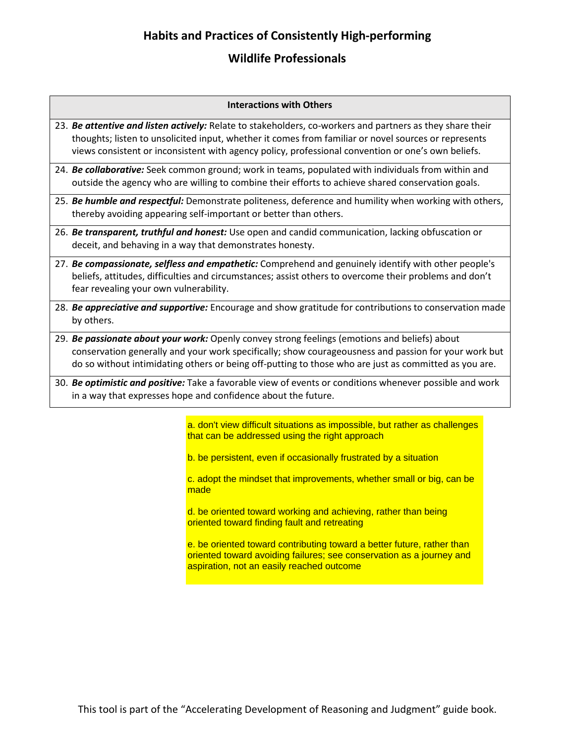## Habits and Practices of Consistently High-performing

## Wildlife Professionals

| Interactions with Others |
|---|
| 23. ***Be attentive and listen actively:*** Relate to stakeholders, co-workers and partners as they share their thoughts; listen to unsolicited input, whether it comes from familiar or novel sources or represents views consistent or inconsistent with agency policy, professional convention or one's own beliefs. |
| 24. ***Be collaborative:*** Seek common ground; work in teams, populated with individuals from within and outside the agency who are willing to combine their efforts to achieve shared conservation goals. |
| 25. ***Be humble and respectful:*** Demonstrate politeness, deference and humility when working with others, thereby avoiding appearing self-important or better than others. |
| 26. ***Be transparent, truthful and honest:*** Use open and candid communication, lacking obfuscation or deceit, and behaving in a way that demonstrates honesty. |
| 27. ***Be compassionate, selfless and empathetic:*** Comprehend and genuinely identify with other people's beliefs, attitudes, difficulties and circumstances; assist others to overcome their problems and don't fear revealing your own vulnerability. |
| 28. ***Be appreciative and supportive:*** Encourage and show gratitude for contributions to conservation made by others. |
| 29. ***Be passionate about your work:*** Openly convey strong feelings (emotions and beliefs) about conservation generally and your work specifically; show courageousness and passion for your work but do so without intimidating others or being off-putting to those who are just as committed as you are. |
| 30. ***Be optimistic and positive:*** Take a favorable view of events or conditions whenever possible and work in a way that expresses hope and confidence about the future. |

a. don't view difficult situations as impossible, but rather as challenges that can be addressed using the right approach

b. be persistent, even if occasionally frustrated by a situation

c. adopt the mindset that improvements, whether small or big, can be made

d. be oriented toward working and achieving, rather than being oriented toward finding fault and retreating

e. be oriented toward contributing toward a better future, rather than oriented toward avoiding failures; see conservation as a journey and aspiration, not an easily reached outcome

This tool is part of the "Accelerating Development of Reasoning and Judgment" guide book.